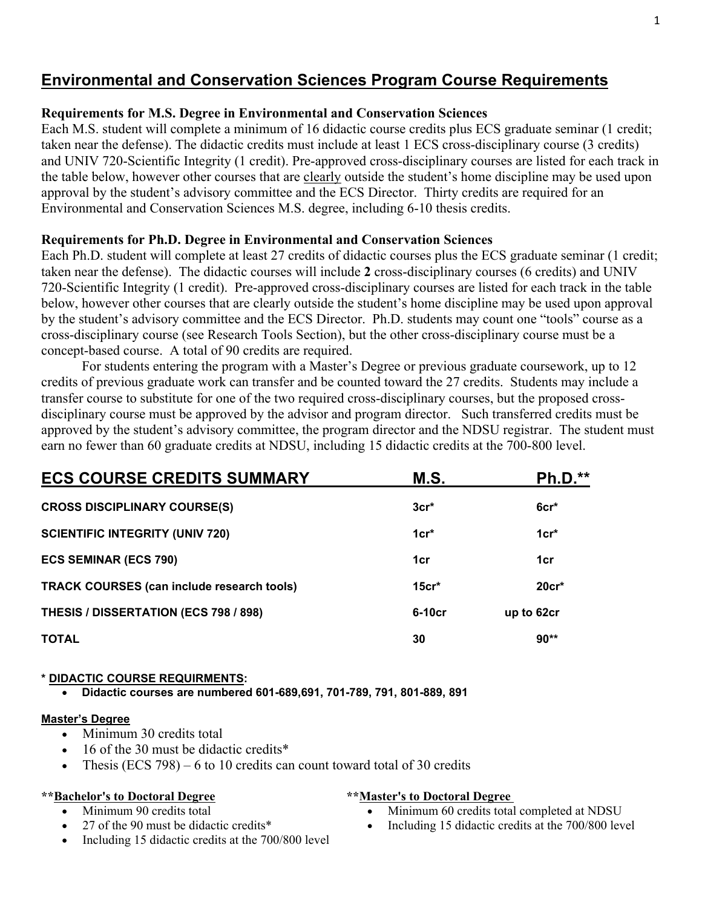# Environmental and Conservation Sciences Program Course Requirements

**Requirements for M.S. Degree in Environmental and Conservation Sciences**

Each M.S. student will complete a minimum of 16 didactic course credits plus ECS graduate seminar (1 credit; taken near the defense). The didactic credits must include at least 1 ECS cross-disciplinary course (3 credits) and UNIV 720-Scientific Integrity (1 credit). Pre-approved cross-disciplinary courses are listed for each track in the table below, however other courses that are clearly outside the student's home discipline may be used upon approval by the student's advisory committee and the ECS Director. Thirty credits are required for an Environmental and Conservation Sciences M.S. degree, including 6-10 thesis credits.

**Requirements for Ph.D. Degree in Environmental and Conservation Sciences**

Each Ph.D. student will complete at least 27 credits of didactic courses plus the ECS graduate seminar (1 credit; taken near the defense). The didactic courses will include **2** cross-disciplinary courses (6 credits) and UNIV 720-Scientific Integrity (1 credit). Pre-approved cross-disciplinary courses are listed for each track in the table below, however other courses that are clearly outside the student's home discipline may be used upon approval by the student's advisory committee and the ECS Director. Ph.D. students may count one "tools" course as a cross-disciplinary course (see Research Tools Section), but the other cross-disciplinary course must be a concept-based course. A total of 90 credits are required.

For students entering the program with a Master's Degree or previous graduate coursework, up to 12 credits of previous graduate work can transfer and be counted toward the 27 credits. Students may include a transfer course to substitute for one of the two required cross-disciplinary courses, but the proposed cross-disciplinary course must be approved by the advisor and program director. Such transferred credits must be approved by the student's advisory committee, the program director and the NDSU registrar. The student must earn no fewer than 60 graduate credits at NDSU, including 15 didactic credits at the 700-800 level.

| ECS COURSE CREDITS SUMMARY | M.S. | Ph.D.** |
|---|---|---|
| CROSS DISCIPLINARY COURSE(S) | 3cr* | 6cr* |
| SCIENTIFIC INTEGRITY (UNIV 720) | 1cr* | 1cr* |
| ECS SEMINAR (ECS 790) | 1cr | 1cr |
| TRACK COURSES (can include research tools) | 15cr* | 20cr* |
| THESIS / DISSERTATION (ECS 798 / 898) | 6-10cr | up to 62cr |
| TOTAL | 30 | 90** |

**\* DIDACTIC COURSE REQUIRMENTS:**

- **Didactic courses are numbered 601-689,691, 701-789, 791, 801-889, 891**

**Master's Degree**

- Minimum 30 credits total
- 16 of the 30 must be didactic credits*
- Thesis (ECS 798) – 6 to 10 credits can count toward total of 30 credits

****Bachelor's to Doctoral Degree**

- Minimum 90 credits total
- 27 of the 90 must be didactic credits*
- Including 15 didactic credits at the 700/800 level

****Master's to Doctoral Degree**

- Minimum 60 credits total completed at NDSU
- Including 15 didactic credits at the 700/800 level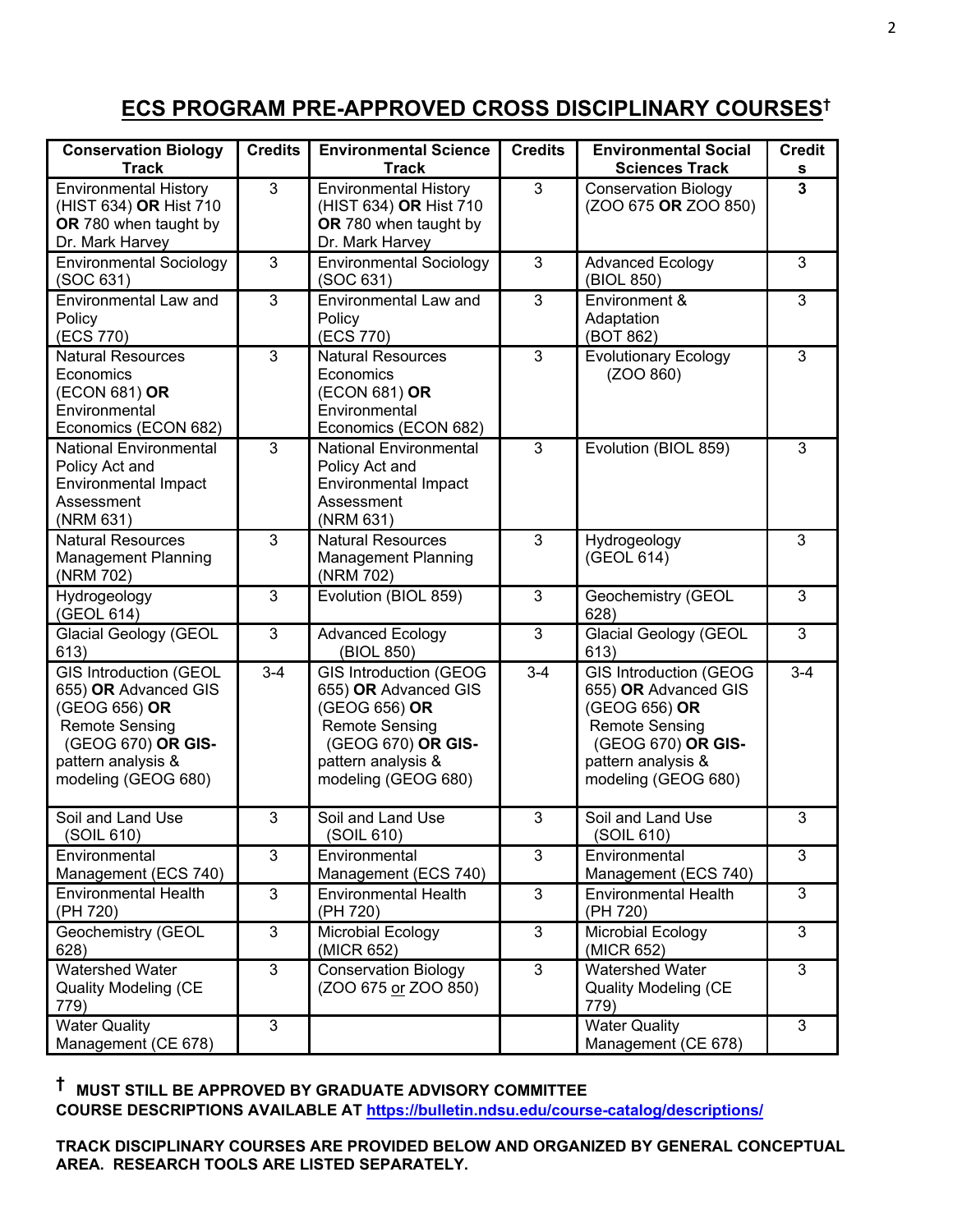## ECS PROGRAM PRE-APPROVED CROSS DISCIPLINARY COURSES†

| Conservation Biology Track | Credits | Environmental Science Track | Credits | Environmental Social Sciences Track | Credits |
|---|---|---|---|---|---|
| Environmental History (HIST 634) **OR** Hist 710 **OR** 780 when taught by Dr. Mark Harvey | 3 | Environmental History (HIST 634) **OR** Hist 710 **OR** 780 when taught by Dr. Mark Harvey | 3 | Conservation Biology (ZOO 675 **OR** ZOO 850) | **3** |
| Environmental Sociology (SOC 631) | 3 | Environmental Sociology (SOC 631) | 3 | Advanced Ecology (BIOL 850) | 3 |
| Environmental Law and Policy (ECS 770) | 3 | Environmental Law and Policy (ECS 770) | 3 | Environment & Adaptation (BOT 862) | 3 |
| Natural Resources Economics (ECON 681) **OR** Environmental Economics (ECON 682) | 3 | Natural Resources Economics (ECON 681) **OR** Environmental Economics (ECON 682) | 3 | Evolutionary Ecology (ZOO 860) | 3 |
| National Environmental Policy Act and Environmental Impact Assessment (NRM 631) | 3 | National Environmental Policy Act and Environmental Impact Assessment (NRM 631) | 3 | Evolution (BIOL 859) | 3 |
| Natural Resources Management Planning (NRM 702) | 3 | Natural Resources Management Planning (NRM 702) | 3 | Hydrogeology (GEOL 614) | 3 |
| Hydrogeology (GEOL 614) | 3 | Evolution (BIOL 859) | 3 | Geochemistry (GEOL 628) | 3 |
| Glacial Geology (GEOL 613) | 3 | Advanced Ecology (BIOL 850) | 3 | Glacial Geology (GEOL 613) | 3 |
| GIS Introduction (GEOL 655) **OR** Advanced GIS (GEOG 656) **OR** Remote Sensing (GEOG 670) **OR GIS-** pattern analysis & modeling (GEOG 680) | 3-4 | GIS Introduction (GEOG 655) **OR** Advanced GIS (GEOG 656) **OR** Remote Sensing (GEOG 670) **OR GIS-** pattern analysis & modeling (GEOG 680) | 3-4 | GIS Introduction (GEOG 655) **OR** Advanced GIS (GEOG 656) **OR** Remote Sensing (GEOG 670) **OR GIS-** pattern analysis & modeling (GEOG 680) | 3-4 |
| Soil and Land Use (SOIL 610) | 3 | Soil and Land Use (SOIL 610) | 3 | Soil and Land Use (SOIL 610) | 3 |
| Environmental Management (ECS 740) | 3 | Environmental Management (ECS 740) | 3 | Environmental Management (ECS 740) | 3 |
| Environmental Health (PH 720) | 3 | Environmental Health (PH 720) | 3 | Environmental Health (PH 720) | 3 |
| Geochemistry (GEOL 628) | 3 | Microbial Ecology (MICR 652) | 3 | Microbial Ecology (MICR 652) | 3 |
| Watershed Water Quality Modeling (CE 779) | 3 | Conservation Biology (ZOO 675 or ZOO 850) | 3 | Watershed Water Quality Modeling (CE 779) | 3 |
| Water Quality Management (CE 678) | 3 | | | Water Quality Management (CE 678) | 3 |

**† MUST STILL BE APPROVED BY GRADUATE ADVISORY COMMITTEE**
**COURSE DESCRIPTIONS AVAILABLE AT https://bulletin.ndsu.edu/course-catalog/descriptions/**

**TRACK DISCIPLINARY COURSES ARE PROVIDED BELOW AND ORGANIZED BY GENERAL CONCEPTUAL AREA. RESEARCH TOOLS ARE LISTED SEPARATELY.**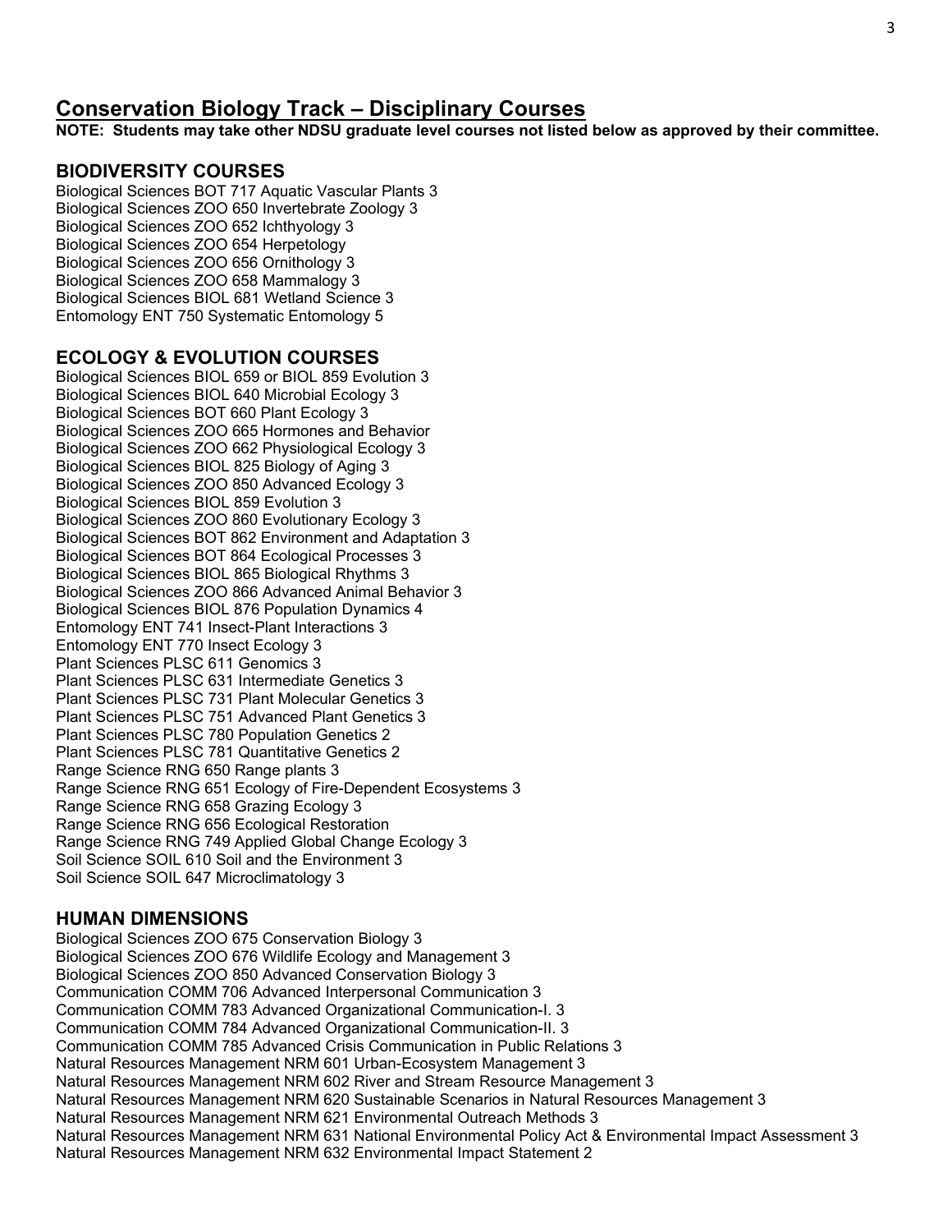## Conservation Biology Track – Disciplinary Courses

**NOTE: Students may take other NDSU graduate level courses not listed below as approved by their committee.**

### BIODIVERSITY COURSES

Biological Sciences BOT 717 Aquatic Vascular Plants 3
Biological Sciences ZOO 650 Invertebrate Zoology 3
Biological Sciences ZOO 652 Ichthyology 3
Biological Sciences ZOO 654 Herpetology
Biological Sciences ZOO 656 Ornithology 3
Biological Sciences ZOO 658 Mammalogy 3
Biological Sciences BIOL 681 Wetland Science 3
Entomology ENT 750 Systematic Entomology 5

### ECOLOGY & EVOLUTION COURSES

Biological Sciences BIOL 659 or BIOL 859 Evolution 3
Biological Sciences BIOL 640 Microbial Ecology 3
Biological Sciences BOT 660 Plant Ecology 3
Biological Sciences ZOO 665 Hormones and Behavior
Biological Sciences ZOO 662 Physiological Ecology 3
Biological Sciences BIOL 825 Biology of Aging 3
Biological Sciences ZOO 850 Advanced Ecology 3
Biological Sciences BIOL 859 Evolution 3
Biological Sciences ZOO 860 Evolutionary Ecology 3
Biological Sciences BOT 862 Environment and Adaptation 3
Biological Sciences BOT 864 Ecological Processes 3
Biological Sciences BIOL 865 Biological Rhythms 3
Biological Sciences ZOO 866 Advanced Animal Behavior 3
Biological Sciences BIOL 876 Population Dynamics 4
Entomology ENT 741 Insect-Plant Interactions 3
Entomology ENT 770 Insect Ecology 3
Plant Sciences PLSC 611 Genomics 3
Plant Sciences PLSC 631 Intermediate Genetics 3
Plant Sciences PLSC 731 Plant Molecular Genetics 3
Plant Sciences PLSC 751 Advanced Plant Genetics 3
Plant Sciences PLSC 780 Population Genetics 2
Plant Sciences PLSC 781 Quantitative Genetics 2
Range Science RNG 650 Range plants 3
Range Science RNG 651 Ecology of Fire-Dependent Ecosystems 3
Range Science RNG 658 Grazing Ecology 3
Range Science RNG 656 Ecological Restoration
Range Science RNG 749 Applied Global Change Ecology 3
Soil Science SOIL 610 Soil and the Environment 3
Soil Science SOIL 647 Microclimatology 3

### HUMAN DIMENSIONS

Biological Sciences ZOO 675 Conservation Biology 3
Biological Sciences ZOO 676 Wildlife Ecology and Management 3
Biological Sciences ZOO 850 Advanced Conservation Biology 3
Communication COMM 706 Advanced Interpersonal Communication 3
Communication COMM 783 Advanced Organizational Communication-I. 3
Communication COMM 784 Advanced Organizational Communication-II. 3
Communication COMM 785 Advanced Crisis Communication in Public Relations 3
Natural Resources Management NRM 601 Urban-Ecosystem Management 3
Natural Resources Management NRM 602 River and Stream Resource Management 3
Natural Resources Management NRM 620 Sustainable Scenarios in Natural Resources Management 3
Natural Resources Management NRM 621 Environmental Outreach Methods 3
Natural Resources Management NRM 631 National Environmental Policy Act & Environmental Impact Assessment 3
Natural Resources Management NRM 632 Environmental Impact Statement 2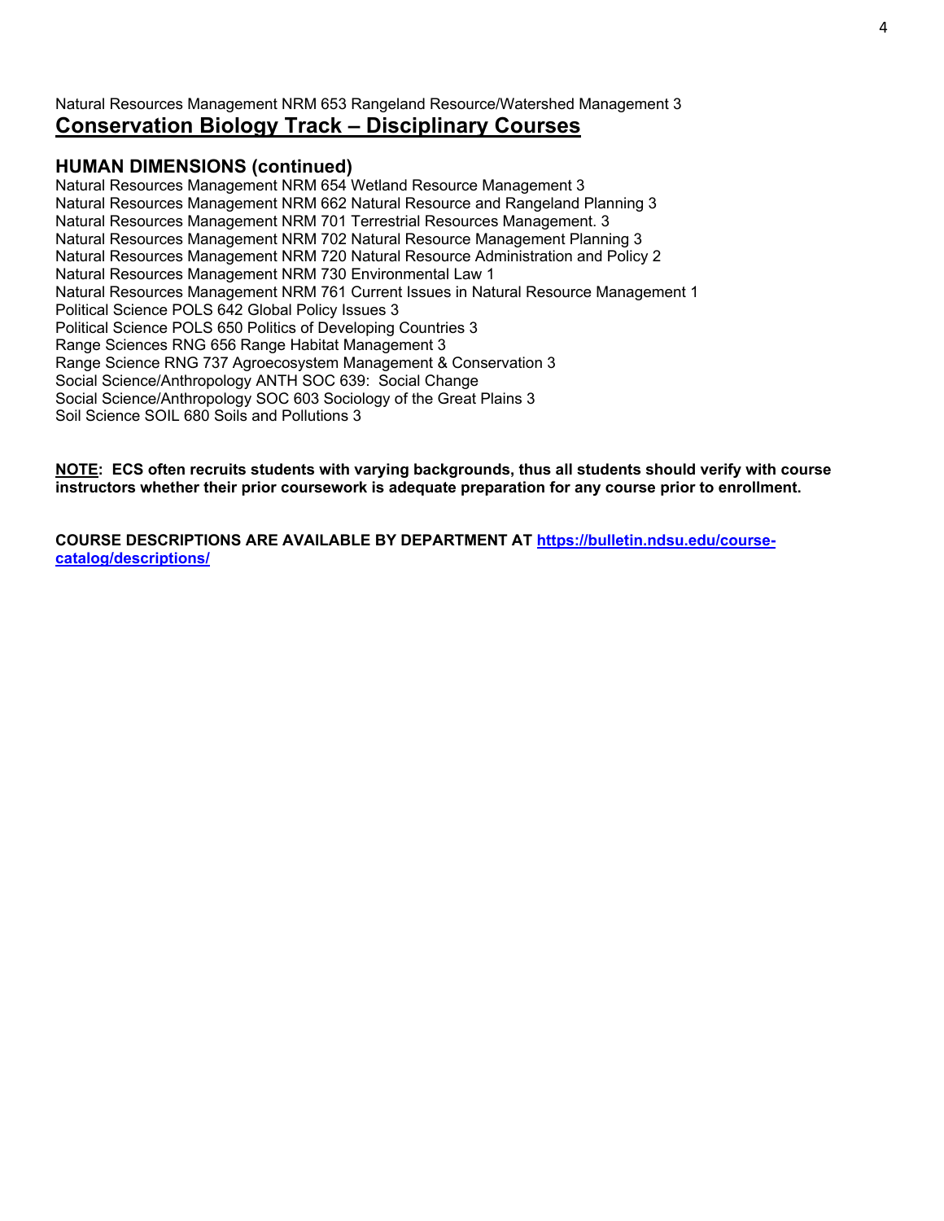Natural Resources Management NRM 653 Rangeland Resource/Watershed Management 3

## **Conservation Biology Track – Disciplinary Courses**

### HUMAN DIMENSIONS (continued)

Natural Resources Management NRM 654 Wetland Resource Management 3
Natural Resources Management NRM 662 Natural Resource and Rangeland Planning 3
Natural Resources Management NRM 701 Terrestrial Resources Management. 3
Natural Resources Management NRM 702 Natural Resource Management Planning 3
Natural Resources Management NRM 720 Natural Resource Administration and Policy 2
Natural Resources Management NRM 730 Environmental Law 1
Natural Resources Management NRM 761 Current Issues in Natural Resource Management 1
Political Science POLS 642 Global Policy Issues 3
Political Science POLS 650 Politics of Developing Countries 3
Range Sciences RNG 656 Range Habitat Management 3
Range Science RNG 737 Agroecosystem Management & Conservation 3
Social Science/Anthropology ANTH SOC 639: Social Change
Social Science/Anthropology SOC 603 Sociology of the Great Plains 3
Soil Science SOIL 680 Soils and Pollutions 3

**NOTE: ECS often recruits students with varying backgrounds, thus all students should verify with course instructors whether their prior coursework is adequate preparation for any course prior to enrollment.**

**COURSE DESCRIPTIONS ARE AVAILABLE BY DEPARTMENT AT [https://bulletin.ndsu.edu/course-catalog/descriptions/](https://bulletin.ndsu.edu/course-catalog/descriptions/)**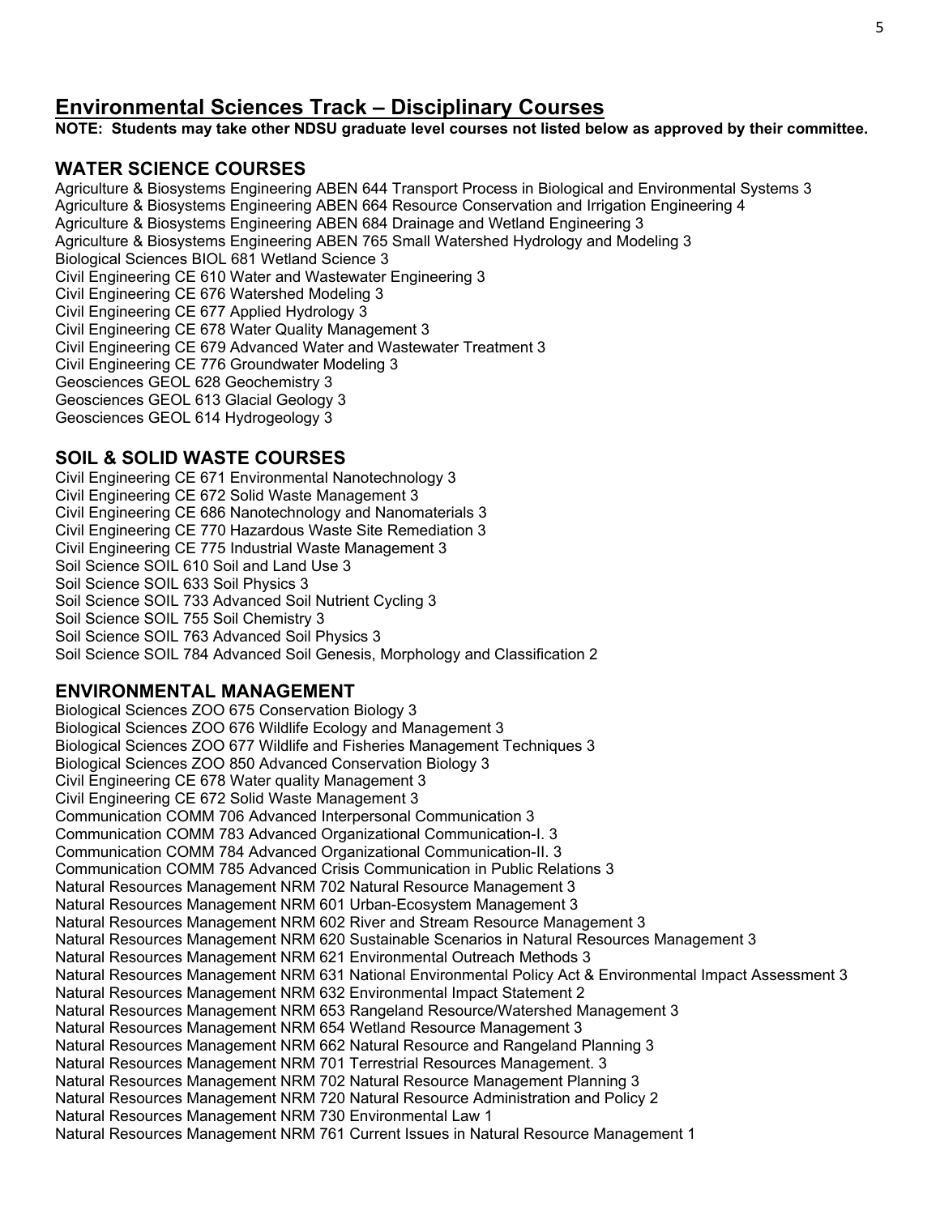## Environmental Sciences Track – Disciplinary Courses

**NOTE: Students may take other NDSU graduate level courses not listed below as approved by their committee.**

### WATER SCIENCE COURSES

Agriculture & Biosystems Engineering ABEN 644 Transport Process in Biological and Environmental Systems 3
Agriculture & Biosystems Engineering ABEN 664 Resource Conservation and Irrigation Engineering 4
Agriculture & Biosystems Engineering ABEN 684 Drainage and Wetland Engineering 3
Agriculture & Biosystems Engineering ABEN 765 Small Watershed Hydrology and Modeling 3
Biological Sciences BIOL 681 Wetland Science 3
Civil Engineering CE 610 Water and Wastewater Engineering 3
Civil Engineering CE 676 Watershed Modeling 3
Civil Engineering CE 677 Applied Hydrology 3
Civil Engineering CE 678 Water Quality Management 3
Civil Engineering CE 679 Advanced Water and Wastewater Treatment 3
Civil Engineering CE 776 Groundwater Modeling 3
Geosciences GEOL 628 Geochemistry 3
Geosciences GEOL 613 Glacial Geology 3
Geosciences GEOL 614 Hydrogeology 3

### SOIL & SOLID WASTE COURSES

Civil Engineering CE 671 Environmental Nanotechnology 3
Civil Engineering CE 672 Solid Waste Management 3
Civil Engineering CE 686 Nanotechnology and Nanomaterials 3
Civil Engineering CE 770 Hazardous Waste Site Remediation 3
Civil Engineering CE 775 Industrial Waste Management 3
Soil Science SOIL 610 Soil and Land Use 3
Soil Science SOIL 633 Soil Physics 3
Soil Science SOIL 733 Advanced Soil Nutrient Cycling 3
Soil Science SOIL 755 Soil Chemistry 3
Soil Science SOIL 763 Advanced Soil Physics 3
Soil Science SOIL 784 Advanced Soil Genesis, Morphology and Classification 2

### ENVIRONMENTAL MANAGEMENT

Biological Sciences ZOO 675 Conservation Biology 3
Biological Sciences ZOO 676 Wildlife Ecology and Management 3
Biological Sciences ZOO 677 Wildlife and Fisheries Management Techniques 3
Biological Sciences ZOO 850 Advanced Conservation Biology 3
Civil Engineering CE 678 Water quality Management 3
Civil Engineering CE 672 Solid Waste Management 3
Communication COMM 706 Advanced Interpersonal Communication 3
Communication COMM 783 Advanced Organizational Communication-I. 3
Communication COMM 784 Advanced Organizational Communication-II. 3
Communication COMM 785 Advanced Crisis Communication in Public Relations 3
Natural Resources Management NRM 702 Natural Resource Management 3
Natural Resources Management NRM 601 Urban-Ecosystem Management 3
Natural Resources Management NRM 602 River and Stream Resource Management 3
Natural Resources Management NRM 620 Sustainable Scenarios in Natural Resources Management 3
Natural Resources Management NRM 621 Environmental Outreach Methods 3
Natural Resources Management NRM 631 National Environmental Policy Act & Environmental Impact Assessment 3
Natural Resources Management NRM 632 Environmental Impact Statement 2
Natural Resources Management NRM 653 Rangeland Resource/Watershed Management 3
Natural Resources Management NRM 654 Wetland Resource Management 3
Natural Resources Management NRM 662 Natural Resource and Rangeland Planning 3
Natural Resources Management NRM 701 Terrestrial Resources Management. 3
Natural Resources Management NRM 702 Natural Resource Management Planning 3
Natural Resources Management NRM 720 Natural Resource Administration and Policy 2
Natural Resources Management NRM 730 Environmental Law 1
Natural Resources Management NRM 761 Current Issues in Natural Resource Management 1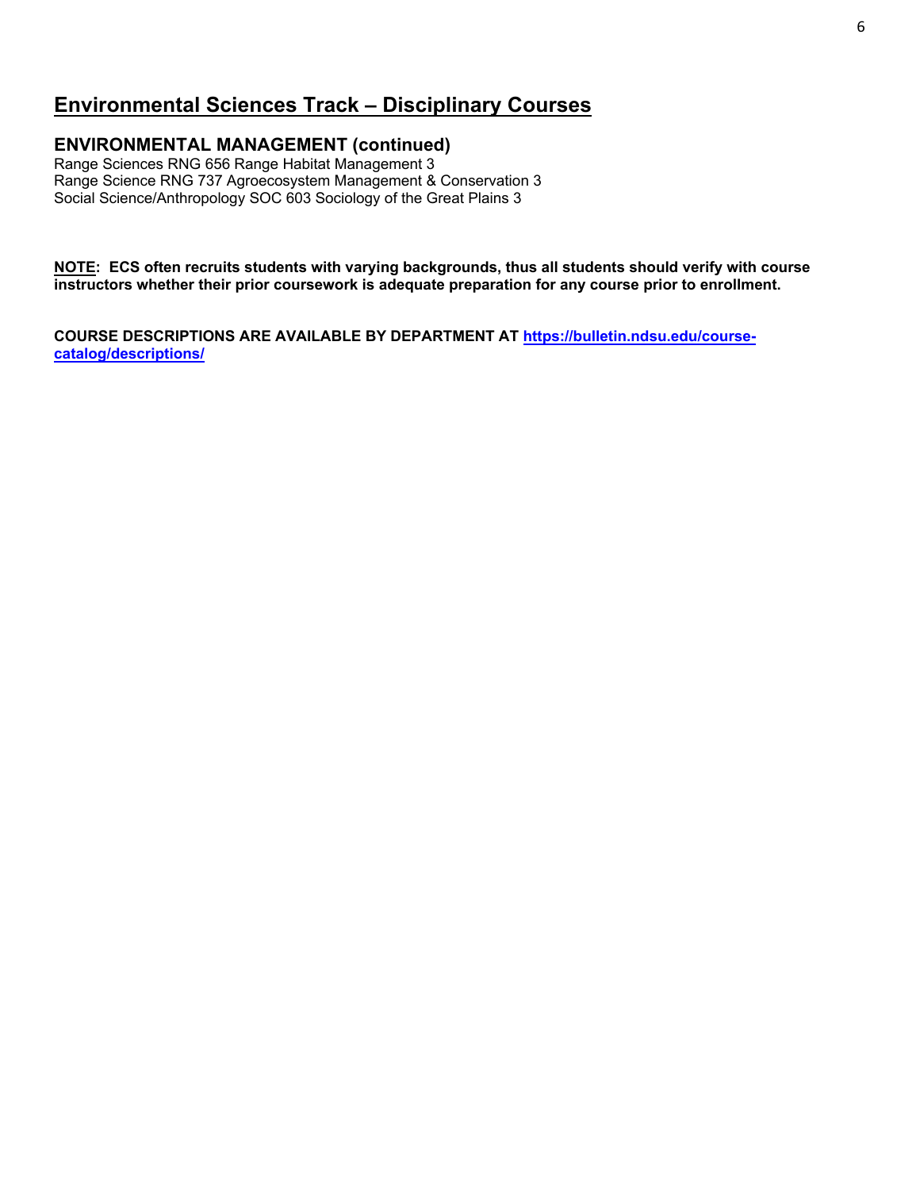## Environmental Sciences Track – Disciplinary Courses

### ENVIRONMENTAL MANAGEMENT (continued)

Range Sciences RNG 656 Range Habitat Management 3
Range Science RNG 737 Agroecosystem Management & Conservation 3
Social Science/Anthropology SOC 603 Sociology of the Great Plains 3

**NOTE: ECS often recruits students with varying backgrounds, thus all students should verify with course instructors whether their prior coursework is adequate preparation for any course prior to enrollment.**

**COURSE DESCRIPTIONS ARE AVAILABLE BY DEPARTMENT AT [https://bulletin.ndsu.edu/course-catalog/descriptions/](https://bulletin.ndsu.edu/course-catalog/descriptions/)**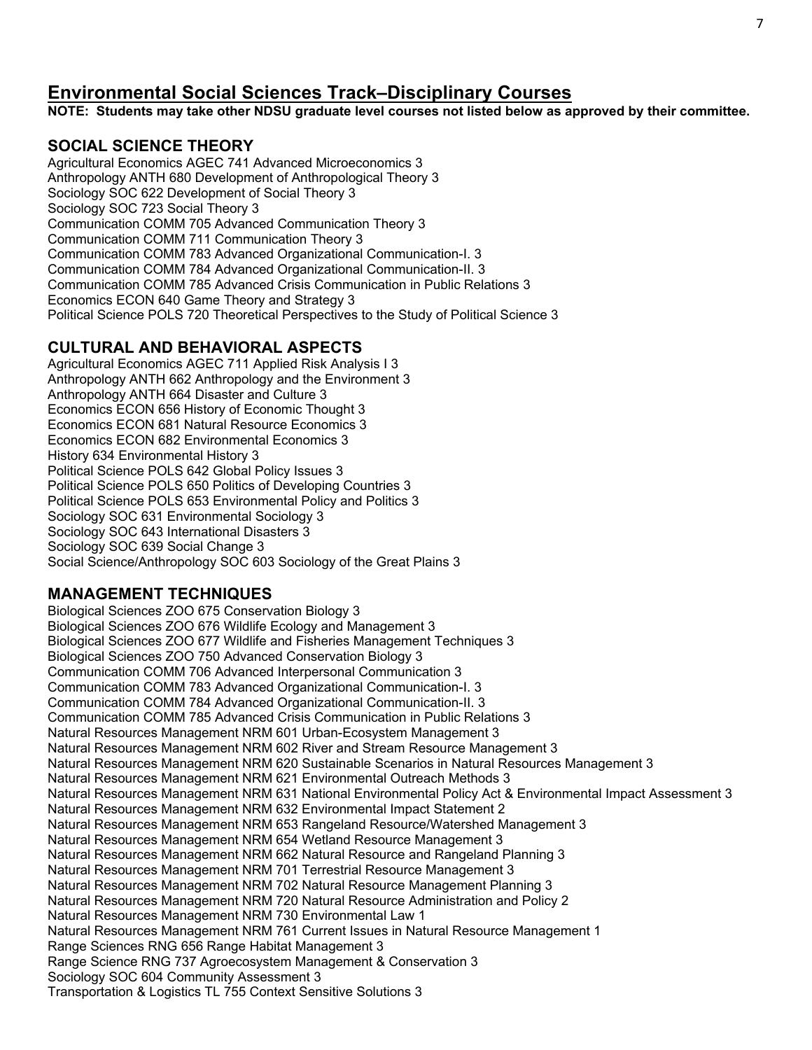## Environmental Social Sciences Track–Disciplinary Courses

**NOTE: Students may take other NDSU graduate level courses not listed below as approved by their committee.**

### SOCIAL SCIENCE THEORY

Agricultural Economics AGEC 741 Advanced Microeconomics 3
Anthropology ANTH 680 Development of Anthropological Theory 3
Sociology SOC 622 Development of Social Theory 3
Sociology SOC 723 Social Theory 3
Communication COMM 705 Advanced Communication Theory 3
Communication COMM 711 Communication Theory 3
Communication COMM 783 Advanced Organizational Communication-I. 3
Communication COMM 784 Advanced Organizational Communication-II. 3
Communication COMM 785 Advanced Crisis Communication in Public Relations 3
Economics ECON 640 Game Theory and Strategy 3
Political Science POLS 720 Theoretical Perspectives to the Study of Political Science 3

### CULTURAL AND BEHAVIORAL ASPECTS

Agricultural Economics AGEC 711 Applied Risk Analysis I 3
Anthropology ANTH 662 Anthropology and the Environment 3
Anthropology ANTH 664 Disaster and Culture 3
Economics ECON 656 History of Economic Thought 3
Economics ECON 681 Natural Resource Economics 3
Economics ECON 682 Environmental Economics 3
History 634 Environmental History 3
Political Science POLS 642 Global Policy Issues 3
Political Science POLS 650 Politics of Developing Countries 3
Political Science POLS 653 Environmental Policy and Politics 3
Sociology SOC 631 Environmental Sociology 3
Sociology SOC 643 International Disasters 3
Sociology SOC 639 Social Change 3
Social Science/Anthropology SOC 603 Sociology of the Great Plains 3

### MANAGEMENT TECHNIQUES

Biological Sciences ZOO 675 Conservation Biology 3
Biological Sciences ZOO 676 Wildlife Ecology and Management 3
Biological Sciences ZOO 677 Wildlife and Fisheries Management Techniques 3
Biological Sciences ZOO 750 Advanced Conservation Biology 3
Communication COMM 706 Advanced Interpersonal Communication 3
Communication COMM 783 Advanced Organizational Communication-I. 3
Communication COMM 784 Advanced Organizational Communication-II. 3
Communication COMM 785 Advanced Crisis Communication in Public Relations 3
Natural Resources Management NRM 601 Urban-Ecosystem Management 3
Natural Resources Management NRM 602 River and Stream Resource Management 3
Natural Resources Management NRM 620 Sustainable Scenarios in Natural Resources Management 3
Natural Resources Management NRM 621 Environmental Outreach Methods 3
Natural Resources Management NRM 631 National Environmental Policy Act & Environmental Impact Assessment 3
Natural Resources Management NRM 632 Environmental Impact Statement 2
Natural Resources Management NRM 653 Rangeland Resource/Watershed Management 3
Natural Resources Management NRM 654 Wetland Resource Management 3
Natural Resources Management NRM 662 Natural Resource and Rangeland Planning 3
Natural Resources Management NRM 701 Terrestrial Resource Management 3
Natural Resources Management NRM 702 Natural Resource Management Planning 3
Natural Resources Management NRM 720 Natural Resource Administration and Policy 2
Natural Resources Management NRM 730 Environmental Law 1
Natural Resources Management NRM 761 Current Issues in Natural Resource Management 1
Range Sciences RNG 656 Range Habitat Management 3
Range Science RNG 737 Agroecosystem Management & Conservation 3
Sociology SOC 604 Community Assessment 3
Transportation & Logistics TL 755 Context Sensitive Solutions 3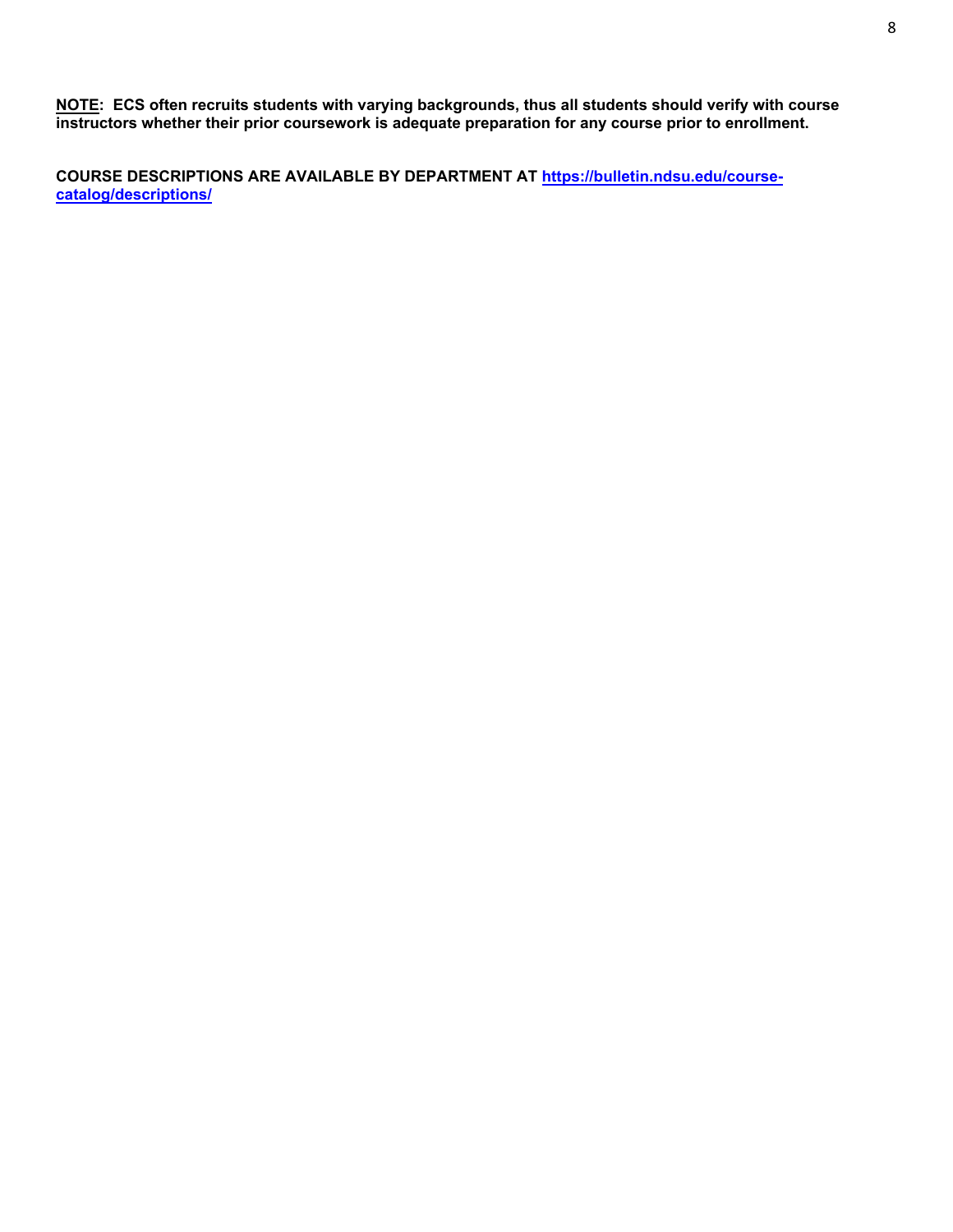**<u>NOTE</u>: ECS often recruits students with varying backgrounds, thus all students should verify with course instructors whether their prior coursework is adequate preparation for any course prior to enrollment.**

**COURSE DESCRIPTIONS ARE AVAILABLE BY DEPARTMENT AT [https://bulletin.ndsu.edu/course-catalog/descriptions/](https://bulletin.ndsu.edu/course-catalog/descriptions/)**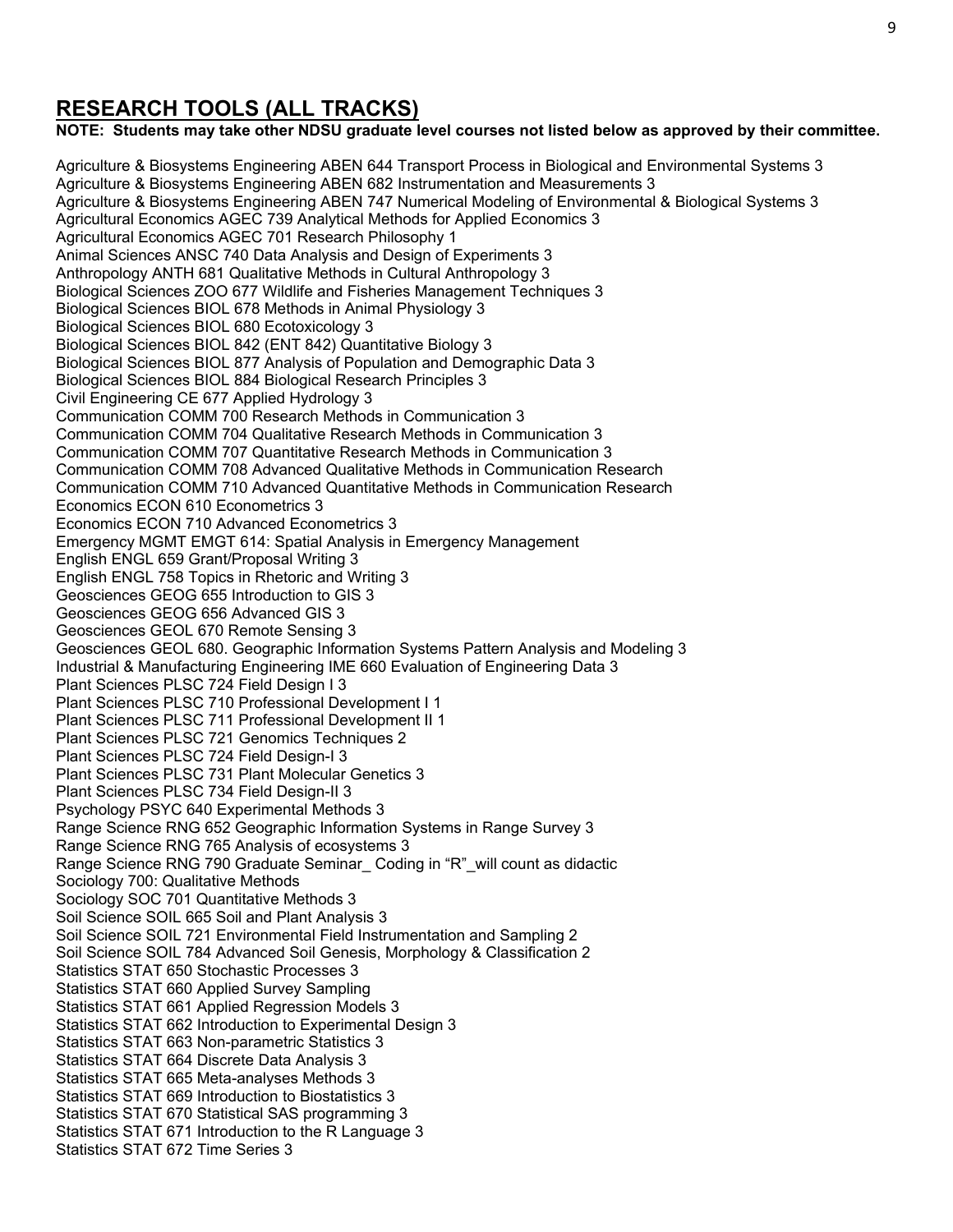## RESEARCH TOOLS (ALL TRACKS)

**NOTE: Students may take other NDSU graduate level courses not listed below as approved by their committee.**

Agriculture & Biosystems Engineering ABEN 644 Transport Process in Biological and Environmental Systems 3
Agriculture & Biosystems Engineering ABEN 682 Instrumentation and Measurements 3
Agriculture & Biosystems Engineering ABEN 747 Numerical Modeling of Environmental & Biological Systems 3
Agricultural Economics AGEC 739 Analytical Methods for Applied Economics 3
Agricultural Economics AGEC 701 Research Philosophy 1
Animal Sciences ANSC 740 Data Analysis and Design of Experiments 3
Anthropology ANTH 681 Qualitative Methods in Cultural Anthropology 3
Biological Sciences ZOO 677 Wildlife and Fisheries Management Techniques 3
Biological Sciences BIOL 678 Methods in Animal Physiology 3
Biological Sciences BIOL 680 Ecotoxicology 3
Biological Sciences BIOL 842 (ENT 842) Quantitative Biology 3
Biological Sciences BIOL 877 Analysis of Population and Demographic Data 3
Biological Sciences BIOL 884 Biological Research Principles 3
Civil Engineering CE 677 Applied Hydrology 3
Communication COMM 700 Research Methods in Communication 3
Communication COMM 704 Qualitative Research Methods in Communication 3
Communication COMM 707 Quantitative Research Methods in Communication 3
Communication COMM 708 Advanced Qualitative Methods in Communication Research
Communication COMM 710 Advanced Quantitative Methods in Communication Research
Economics ECON 610 Econometrics 3
Economics ECON 710 Advanced Econometrics 3
Emergency MGMT EMGT 614: Spatial Analysis in Emergency Management
English ENGL 659 Grant/Proposal Writing 3
English ENGL 758 Topics in Rhetoric and Writing 3
Geosciences GEOG 655 Introduction to GIS 3
Geosciences GEOG 656 Advanced GIS 3
Geosciences GEOL 670 Remote Sensing 3
Geosciences GEOL 680. Geographic Information Systems Pattern Analysis and Modeling 3
Industrial & Manufacturing Engineering IME 660 Evaluation of Engineering Data 3
Plant Sciences PLSC 724 Field Design I 3
Plant Sciences PLSC 710 Professional Development I 1
Plant Sciences PLSC 711 Professional Development II 1
Plant Sciences PLSC 721 Genomics Techniques 2
Plant Sciences PLSC 724 Field Design-I 3
Plant Sciences PLSC 731 Plant Molecular Genetics 3
Plant Sciences PLSC 734 Field Design-II 3
Psychology PSYC 640 Experimental Methods 3
Range Science RNG 652 Geographic Information Systems in Range Survey 3
Range Science RNG 765 Analysis of ecosystems 3
Range Science RNG 790 Graduate Seminar_ Coding in "R"_will count as didactic
Sociology 700: Qualitative Methods
Sociology SOC 701 Quantitative Methods 3
Soil Science SOIL 665 Soil and Plant Analysis 3
Soil Science SOIL 721 Environmental Field Instrumentation and Sampling 2
Soil Science SOIL 784 Advanced Soil Genesis, Morphology & Classification 2
Statistics STAT 650 Stochastic Processes 3
Statistics STAT 660 Applied Survey Sampling
Statistics STAT 661 Applied Regression Models 3
Statistics STAT 662 Introduction to Experimental Design 3
Statistics STAT 663 Non-parametric Statistics 3
Statistics STAT 664 Discrete Data Analysis 3
Statistics STAT 665 Meta-analyses Methods 3
Statistics STAT 669 Introduction to Biostatistics 3
Statistics STAT 670 Statistical SAS programming 3
Statistics STAT 671 Introduction to the R Language 3
Statistics STAT 672 Time Series 3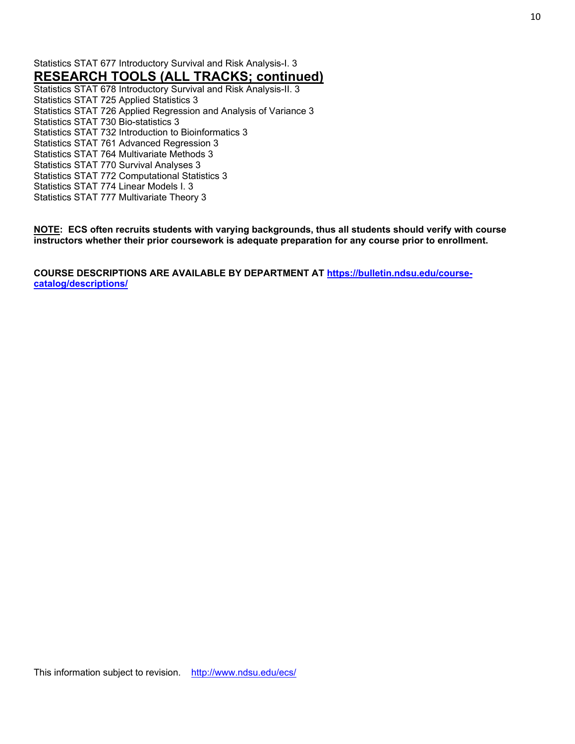Statistics STAT 677 Introductory Survival and Risk Analysis-I. 3

## RESEARCH TOOLS (ALL TRACKS; continued)

Statistics STAT 678 Introductory Survival and Risk Analysis-II. 3
Statistics STAT 725 Applied Statistics 3
Statistics STAT 726 Applied Regression and Analysis of Variance 3
Statistics STAT 730 Bio-statistics 3
Statistics STAT 732 Introduction to Bioinformatics 3
Statistics STAT 761 Advanced Regression 3
Statistics STAT 764 Multivariate Methods 3
Statistics STAT 770 Survival Analyses 3
Statistics STAT 772 Computational Statistics 3
Statistics STAT 774 Linear Models I. 3
Statistics STAT 777 Multivariate Theory 3

**NOTE: ECS often recruits students with varying backgrounds, thus all students should verify with course instructors whether their prior coursework is adequate preparation for any course prior to enrollment.**

**COURSE DESCRIPTIONS ARE AVAILABLE BY DEPARTMENT AT [https://bulletin.ndsu.edu/course-catalog/descriptions/](https://bulletin.ndsu.edu/course-catalog/descriptions/)**

This information subject to revision. [http://www.ndsu.edu/ecs/](http://www.ndsu.edu/ecs/)